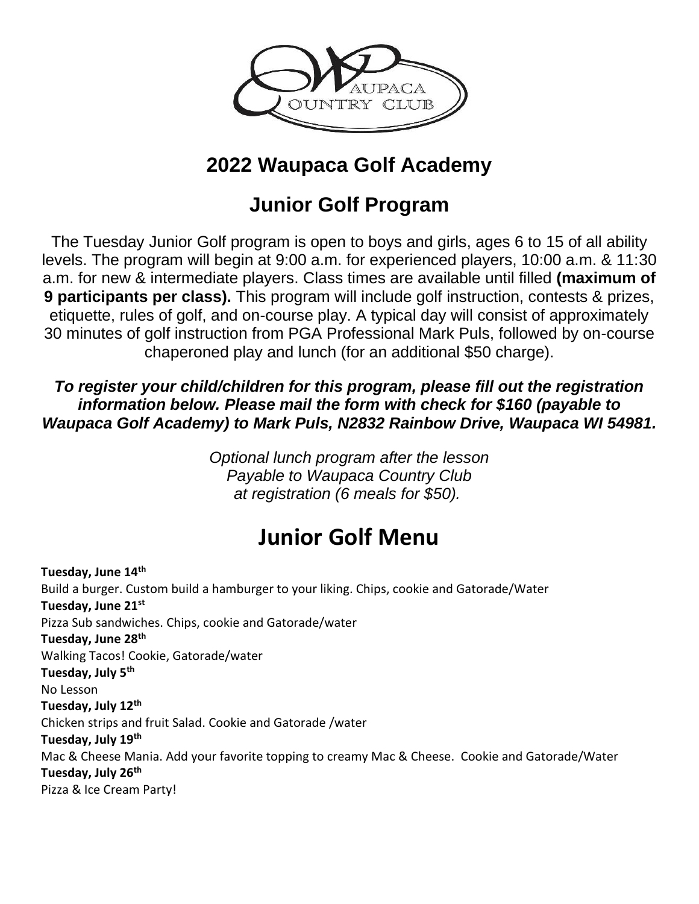# 2022 Waupaca Golf Academy

## Junior Golf Program

The Tuesday Junior Golf program is open to boys and girls, ages 6 to 15 of all ability levels. The program will begin at 9:00 a.m. for experienced players, 10:00 a.m. & 11:30 a.m. for new & intermediate players. Class times are available until filled **(maximum of 9 participants per class).** This program will include golf instruction, contests & prizes, etiquette, rules of golf, and on-course play. A typical day will consist of approximately 30 minutes of golf instruction from PGA Professional Mark Puls, followed by on-course chaperoned play and lunch (for an additional $50 charge).

***To register your child/children for this program, please fill out the registration information below. Please mail the form with check for $160 (payable to Waupaca Golf Academy) to Mark Puls, N2832 Rainbow Drive, Waupaca WI 54981.***

*Optional lunch program after the lesson*
*Payable to Waupaca Country Club*
*at registration (6 meals for $50).*

# Junior Golf Menu

**Tuesday, June 14th**
Build a burger. Custom build a hamburger to your liking. Chips, cookie and Gatorade/Water

**Tuesday, June 21st**
Pizza Sub sandwiches. Chips, cookie and Gatorade/water

**Tuesday, June 28th**
Walking Tacos! Cookie, Gatorade/water

**Tuesday, July 5th**
No Lesson

**Tuesday, July 12th**
Chicken strips and fruit Salad. Cookie and Gatorade /water

**Tuesday, July 19th**
Mac & Cheese Mania. Add your favorite topping to creamy Mac & Cheese. Cookie and Gatorade/Water

**Tuesday, July 26th**
Pizza & Ice Cream Party!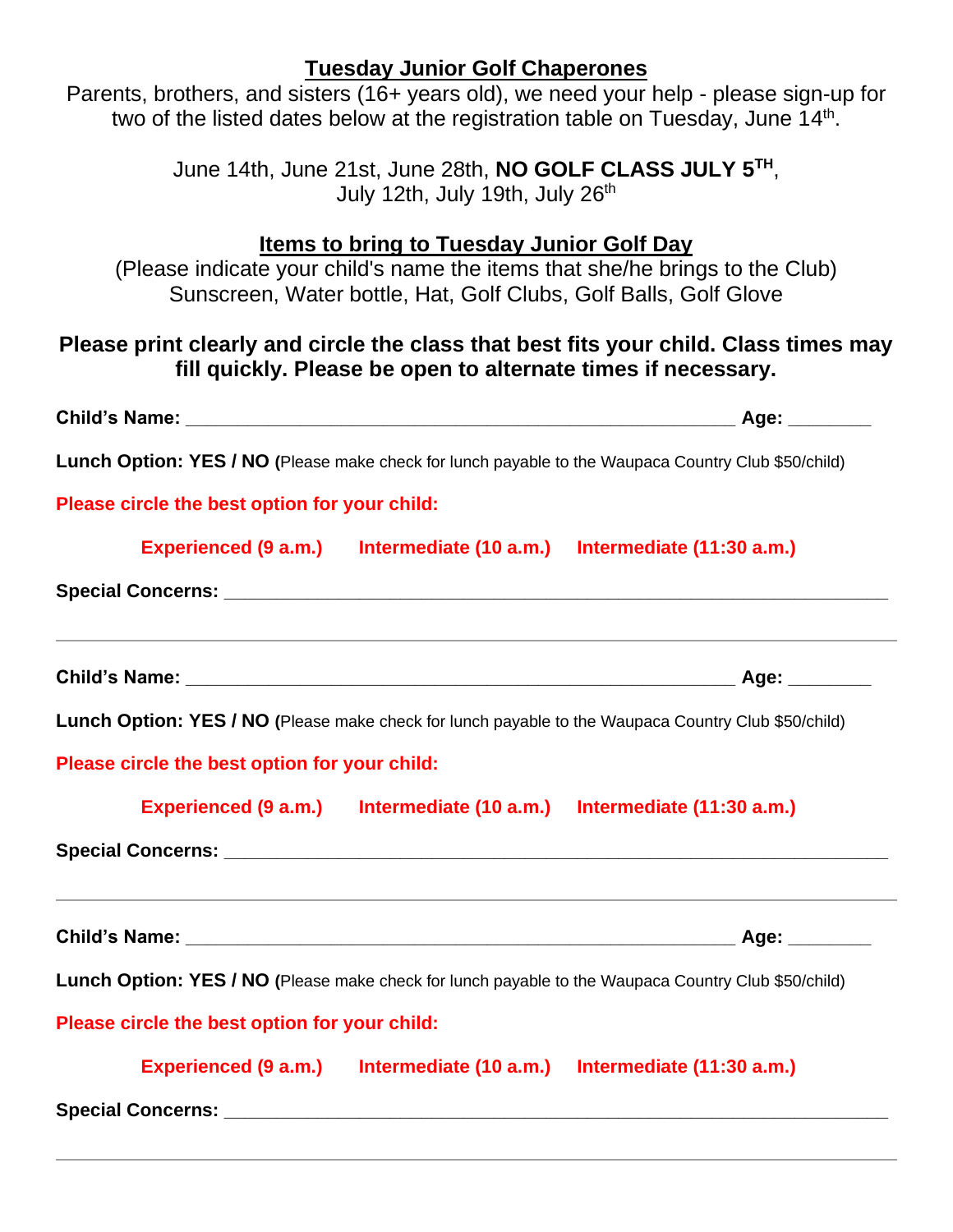## Tuesday Junior Golf Chaperones

Parents, brothers, and sisters (16+ years old), we need your help - please sign-up for two of the listed dates below at the registration table on Tuesday, June 14th.

June 14th, June 21st, June 28th, **NO GOLF CLASS JULY 5TH**, July 12th, July 19th, July 26th

## Items to bring to Tuesday Junior Golf Day

(Please indicate your child's name the items that she/he brings to the Club)
Sunscreen, Water bottle, Hat, Golf Clubs, Golf Balls, Golf Glove

**Please print clearly and circle the class that best fits your child. Class times may fill quickly. Please be open to alternate times if necessary.**

**Child's Name:** ________________________________________________ **Age:** ________

**Lunch Option: YES / NO (**Please make check for lunch payable to the Waupaca Country Club $50/child)

**Please circle the best option for your child:**

**Experienced (9 a.m.)** **Intermediate (10 a.m.)** **Intermediate (11:30 a.m.)**

**Special Concerns:** ____________________________________________________________

---

**Child's Name:** ________________________________________________ **Age:** ________

**Lunch Option: YES / NO (**Please make check for lunch payable to the Waupaca Country Club $50/child)

**Please circle the best option for your child:**

**Experienced (9 a.m.)** **Intermediate (10 a.m.)** **Intermediate (11:30 a.m.)**

**Special Concerns:** ____________________________________________________________

---

**Child's Name:** ________________________________________________ **Age:** ________

**Lunch Option: YES / NO (**Please make check for lunch payable to the Waupaca Country Club $50/child)

**Please circle the best option for your child:**

**Experienced (9 a.m.)** **Intermediate (10 a.m.)** **Intermediate (11:30 a.m.)**

**Special Concerns:** ____________________________________________________________

---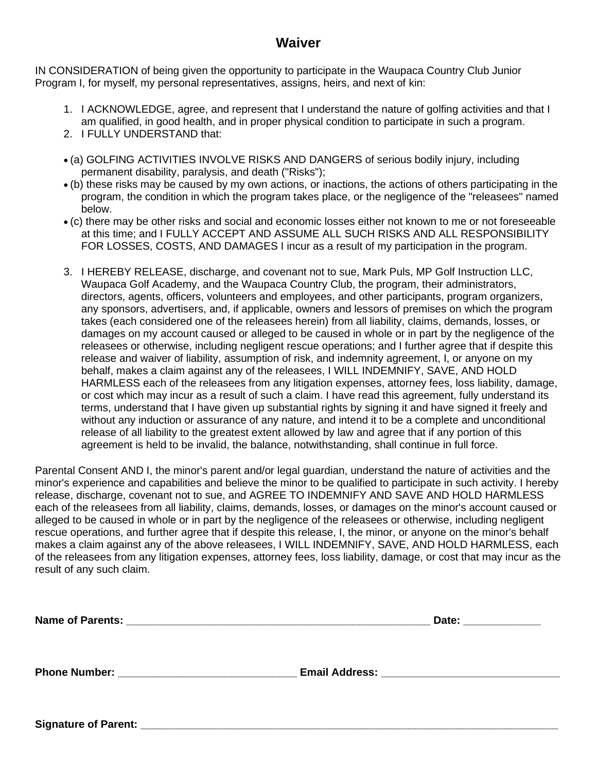# Waiver

IN CONSIDERATION of being given the opportunity to participate in the Waupaca Country Club Junior Program I, for myself, my personal representatives, assigns, heirs, and next of kin:

1. I ACKNOWLEDGE, agree, and represent that I understand the nature of golfing activities and that I am qualified, in good health, and in proper physical condition to participate in such a program.
2. I FULLY UNDERSTAND that:

- (a) GOLFING ACTIVITIES INVOLVE RISKS AND DANGERS of serious bodily injury, including permanent disability, paralysis, and death ("Risks");
- (b) these risks may be caused by my own actions, or inactions, the actions of others participating in the program, the condition in which the program takes place, or the negligence of the "releasees" named below.
- (c) there may be other risks and social and economic losses either not known to me or not foreseeable at this time; and I FULLY ACCEPT AND ASSUME ALL SUCH RISKS AND ALL RESPONSIBILITY FOR LOSSES, COSTS, AND DAMAGES I incur as a result of my participation in the program.

3. I HEREBY RELEASE, discharge, and covenant not to sue, Mark Puls, MP Golf Instruction LLC, Waupaca Golf Academy, and the Waupaca Country Club, the program, their administrators, directors, agents, officers, volunteers and employees, and other participants, program organizers, any sponsors, advertisers, and, if applicable, owners and lessors of premises on which the program takes (each considered one of the releasees herein) from all liability, claims, demands, losses, or damages on my account caused or alleged to be caused in whole or in part by the negligence of the releasees or otherwise, including negligent rescue operations; and I further agree that if despite this release and waiver of liability, assumption of risk, and indemnity agreement, I, or anyone on my behalf, makes a claim against any of the releasees, I WILL INDEMNIFY, SAVE, AND HOLD HARMLESS each of the releasees from any litigation expenses, attorney fees, loss liability, damage, or cost which may incur as a result of such a claim. I have read this agreement, fully understand its terms, understand that I have given up substantial rights by signing it and have signed it freely and without any induction or assurance of any nature, and intend it to be a complete and unconditional release of all liability to the greatest extent allowed by law and agree that if any portion of this agreement is held to be invalid, the balance, notwithstanding, shall continue in full force.

Parental Consent AND I, the minor's parent and/or legal guardian, understand the nature of activities and the minor's experience and capabilities and believe the minor to be qualified to participate in such activity. I hereby release, discharge, covenant not to sue, and AGREE TO INDEMNIFY AND SAVE AND HOLD HARMLESS each of the releasees from all liability, claims, demands, losses, or damages on the minor's account caused or alleged to be caused in whole or in part by the negligence of the releasees or otherwise, including negligent rescue operations, and further agree that if despite this release, I, the minor, or anyone on the minor's behalf makes a claim against any of the above releasees, I WILL INDEMNIFY, SAVE, AND HOLD HARMLESS, each of the releasees from any litigation expenses, attorney fees, loss liability, damage, or cost that may incur as the result of any such claim.

**Name of Parents:** _______________________________________________________ **Date:** _____________

**Phone Number:** ______________________________ **Email Address:** ______________________________

**Signature of Parent:** ___________________________________________________________________________